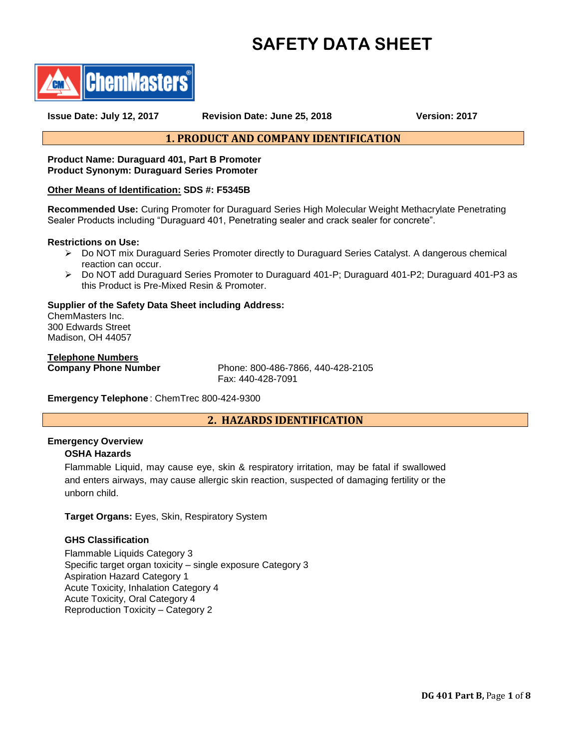# SAFETY DATA SHEET

ChemMasters®

**Issue Date: July 12, 2017** **Revision Date: June 25, 2018** **Version: 2017**

## 1. PRODUCT AND COMPANY IDENTIFICATION

**Product Name: Duraguard 401, Part B Promoter**
**Product Synonym: Duraguard Series Promoter**

**Other Means of Identification: SDS #: F5345B**

**Recommended Use:** Curing Promoter for Duraguard Series High Molecular Weight Methacrylate Penetrating Sealer Products including "Duraguard 401, Penetrating sealer and crack sealer for concrete".

**Restrictions on Use:**

- Do NOT mix Duraguard Series Promoter directly to Duraguard Series Catalyst. A dangerous chemical reaction can occur.
- Do NOT add Duraguard Series Promoter to Duraguard 401-P; Duraguard 401-P2; Duraguard 401-P3 as this Product is Pre-Mixed Resin & Promoter.

**Supplier of the Safety Data Sheet including Address:**
ChemMasters Inc.
300 Edwards Street
Madison, OH 44057

**Telephone Numbers**

**Company Phone Number** Phone: 800-486-7866, 440-428-2105
Fax: 440-428-7091

**Emergency Telephone**: ChemTrec 800-424-9300

## 2. HAZARDS IDENTIFICATION

**Emergency Overview**

**OSHA Hazards**

Flammable Liquid, may cause eye, skin & respiratory irritation, may be fatal if swallowed and enters airways, may cause allergic skin reaction, suspected of damaging fertility or the unborn child.

**Target Organs:** Eyes, Skin, Respiratory System

**GHS Classification**

Flammable Liquids Category 3
Specific target organ toxicity – single exposure Category 3
Aspiration Hazard Category 1
Acute Toxicity, Inhalation Category 4
Acute Toxicity, Oral Category 4
Reproduction Toxicity – Category 2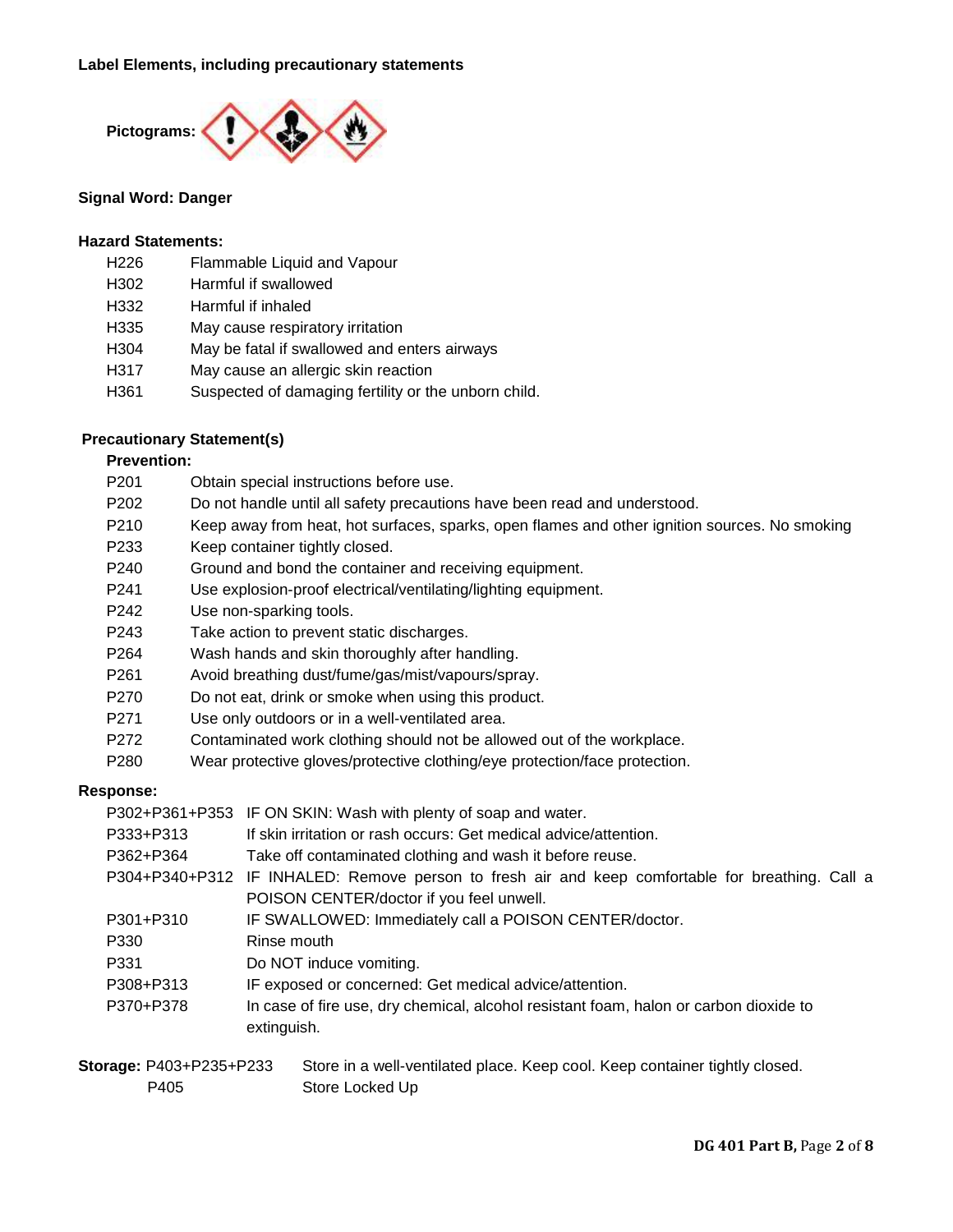**Label Elements, including precautionary statements**

**Pictograms:**

**Signal Word: Danger**

**Hazard Statements:**

| | |
|---|---|
| H226 | Flammable Liquid and Vapour |
| H302 | Harmful if swallowed |
| H332 | Harmful if inhaled |
| H335 | May cause respiratory irritation |
| H304 | May be fatal if swallowed and enters airways |
| H317 | May cause an allergic skin reaction |
| H361 | Suspected of damaging fertility or the unborn child. |

**Precautionary Statement(s)**

**Prevention:**

| | |
|---|---|
| P201 | Obtain special instructions before use. |
| P202 | Do not handle until all safety precautions have been read and understood. |
| P210 | Keep away from heat, hot surfaces, sparks, open flames and other ignition sources. No smoking |
| P233 | Keep container tightly closed. |
| P240 | Ground and bond the container and receiving equipment. |
| P241 | Use explosion-proof electrical/ventilating/lighting equipment. |
| P242 | Use non-sparking tools. |
| P243 | Take action to prevent static discharges. |
| P264 | Wash hands and skin thoroughly after handling. |
| P261 | Avoid breathing dust/fume/gas/mist/vapours/spray. |
| P270 | Do not eat, drink or smoke when using this product. |
| P271 | Use only outdoors or in a well-ventilated area. |
| P272 | Contaminated work clothing should not be allowed out of the workplace. |
| P280 | Wear protective gloves/protective clothing/eye protection/face protection. |

**Response:**

| | |
|---|---|
| P302+P361+P353 | IF ON SKIN: Wash with plenty of soap and water. |
| P333+P313 | If skin irritation or rash occurs: Get medical advice/attention. |
| P362+P364 | Take off contaminated clothing and wash it before reuse. |
| P304+P340+P312 | IF INHALED: Remove person to fresh air and keep comfortable for breathing. Call a POISON CENTER/doctor if you feel unwell. |
| P301+P310 | IF SWALLOWED: Immediately call a POISON CENTER/doctor. |
| P330 | Rinse mouth |
| P331 | Do NOT induce vomiting. |
| P308+P313 | IF exposed or concerned: Get medical advice/attention. |
| P370+P378 | In case of fire use, dry chemical, alcohol resistant foam, halon or carbon dioxide to extinguish. |

**Storage:**

| | |
|---|---|
| P403+P235+P233 | Store in a well-ventilated place. Keep cool. Keep container tightly closed. |
| P405 | Store Locked Up |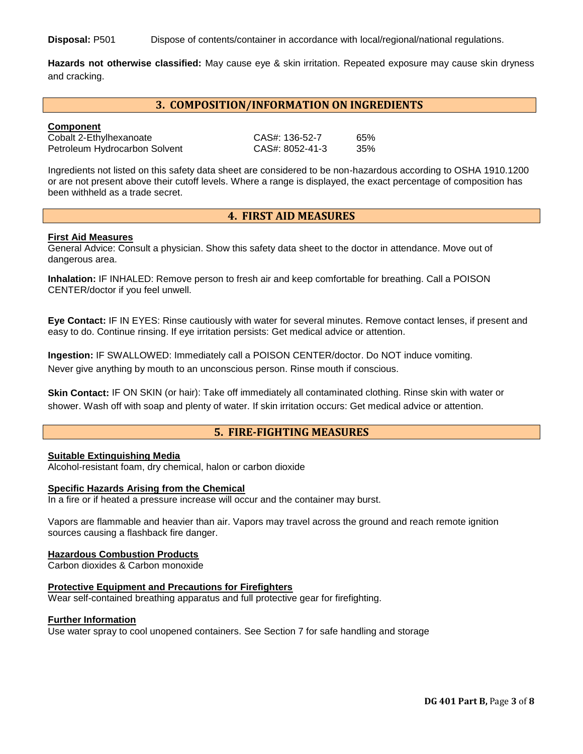**Disposal:** P501 Dispose of contents/container in accordance with local/regional/national regulations.

**Hazards not otherwise classified:** May cause eye & skin irritation. Repeated exposure may cause skin dryness and cracking.

## 3. COMPOSITION/INFORMATION ON INGREDIENTS

| Component | | |
|---|---|---|
| Cobalt 2-Ethylhexanoate | CAS#: 136-52-7 | 65% |
| Petroleum Hydrocarbon Solvent | CAS#: 8052-41-3 | 35% |

Ingredients not listed on this safety data sheet are considered to be non-hazardous according to OSHA 1910.1200 or are not present above their cutoff levels. Where a range is displayed, the exact percentage of composition has been withheld as a trade secret.

## 4. FIRST AID MEASURES

**First Aid Measures**

General Advice: Consult a physician. Show this safety data sheet to the doctor in attendance. Move out of dangerous area.

**Inhalation:** IF INHALED: Remove person to fresh air and keep comfortable for breathing. Call a POISON CENTER/doctor if you feel unwell.

**Eye Contact:** IF IN EYES: Rinse cautiously with water for several minutes. Remove contact lenses, if present and easy to do. Continue rinsing. If eye irritation persists: Get medical advice or attention.

**Ingestion:** IF SWALLOWED: Immediately call a POISON CENTER/doctor. Do NOT induce vomiting. Never give anything by mouth to an unconscious person. Rinse mouth if conscious.

**Skin Contact:** IF ON SKIN (or hair): Take off immediately all contaminated clothing. Rinse skin with water or shower. Wash off with soap and plenty of water. If skin irritation occurs: Get medical advice or attention.

## 5. FIRE-FIGHTING MEASURES

**Suitable Extinguishing Media**

Alcohol-resistant foam, dry chemical, halon or carbon dioxide

**Specific Hazards Arising from the Chemical**

In a fire or if heated a pressure increase will occur and the container may burst.

Vapors are flammable and heavier than air. Vapors may travel across the ground and reach remote ignition sources causing a flashback fire danger.

**Hazardous Combustion Products**

Carbon dioxides & Carbon monoxide

**Protective Equipment and Precautions for Firefighters**

Wear self-contained breathing apparatus and full protective gear for firefighting.

**Further Information**

Use water spray to cool unopened containers. See Section 7 for safe handling and storage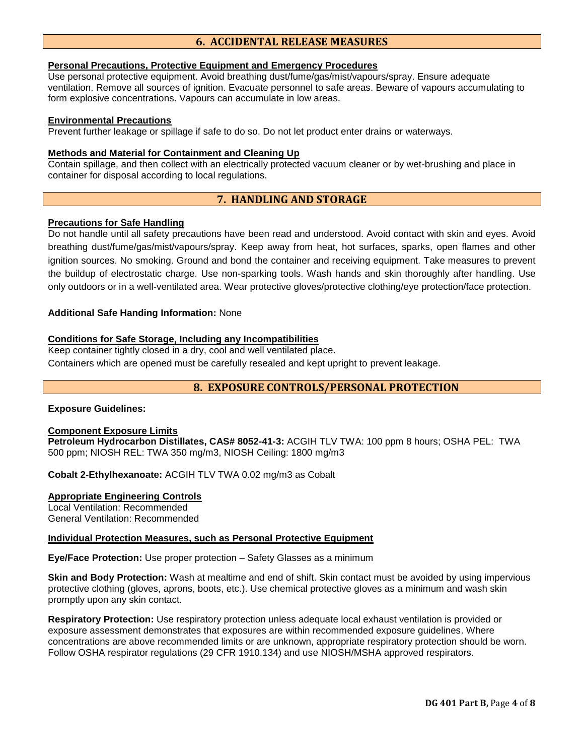## 6. ACCIDENTAL RELEASE MEASURES

**Personal Precautions, Protective Equipment and Emergency Procedures**

Use personal protective equipment. Avoid breathing dust/fume/gas/mist/vapours/spray. Ensure adequate ventilation. Remove all sources of ignition. Evacuate personnel to safe areas. Beware of vapours accumulating to form explosive concentrations. Vapours can accumulate in low areas.

**Environmental Precautions**

Prevent further leakage or spillage if safe to do so. Do not let product enter drains or waterways.

**Methods and Material for Containment and Cleaning Up**

Contain spillage, and then collect with an electrically protected vacuum cleaner or by wet-brushing and place in container for disposal according to local regulations.

## 7. HANDLING AND STORAGE

**Precautions for Safe Handling**

Do not handle until all safety precautions have been read and understood. Avoid contact with skin and eyes. Avoid breathing dust/fume/gas/mist/vapours/spray. Keep away from heat, hot surfaces, sparks, open flames and other ignition sources. No smoking. Ground and bond the container and receiving equipment. Take measures to prevent the buildup of electrostatic charge. Use non-sparking tools. Wash hands and skin thoroughly after handling. Use only outdoors or in a well-ventilated area. Wear protective gloves/protective clothing/eye protection/face protection.

**Additional Safe Handing Information:** None

**Conditions for Safe Storage, Including any Incompatibilities**

Keep container tightly closed in a dry, cool and well ventilated place.
Containers which are opened must be carefully resealed and kept upright to prevent leakage.

## 8. EXPOSURE CONTROLS/PERSONAL PROTECTION

**Exposure Guidelines:**

**Component Exposure Limits**

**Petroleum Hydrocarbon Distillates, CAS# 8052-41-3:** ACGIH TLV TWA: 100 ppm 8 hours; OSHA PEL: TWA 500 ppm; NIOSH REL: TWA 350 mg/m3, NIOSH Ceiling: 1800 mg/m3

**Cobalt 2-Ethylhexanoate:** ACGIH TLV TWA 0.02 mg/m3 as Cobalt

**Appropriate Engineering Controls**

Local Ventilation: Recommended
General Ventilation: Recommended

**Individual Protection Measures, such as Personal Protective Equipment**

**Eye/Face Protection:** Use proper protection – Safety Glasses as a minimum

**Skin and Body Protection:** Wash at mealtime and end of shift. Skin contact must be avoided by using impervious protective clothing (gloves, aprons, boots, etc.). Use chemical protective gloves as a minimum and wash skin promptly upon any skin contact.

**Respiratory Protection:** Use respiratory protection unless adequate local exhaust ventilation is provided or exposure assessment demonstrates that exposures are within recommended exposure guidelines. Where concentrations are above recommended limits or are unknown, appropriate respiratory protection should be worn. Follow OSHA respirator regulations (29 CFR 1910.134) and use NIOSH/MSHA approved respirators.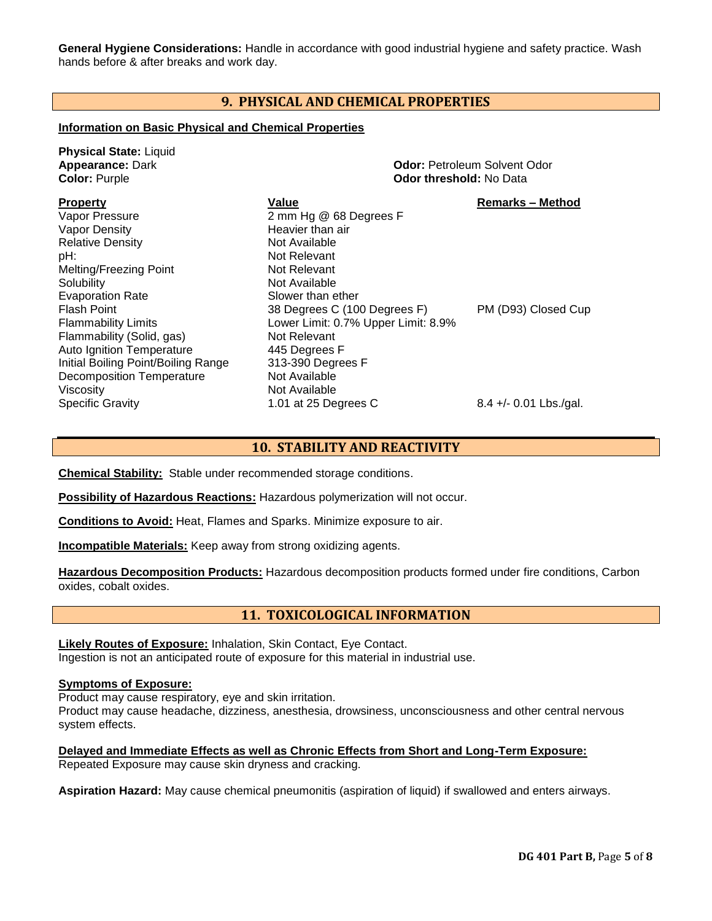**General Hygiene Considerations:** Handle in accordance with good industrial hygiene and safety practice. Wash hands before & after breaks and work day.

## 9. PHYSICAL AND CHEMICAL PROPERTIES

**Information on Basic Physical and Chemical Properties**

**Physical State:** Liquid
**Appearance:** Dark
**Color:** Purple

**Odor:** Petroleum Solvent Odor
**Odor threshold:** No Data

| Property | Value | Remarks – Method |
|---|---|---|
| Vapor Pressure | 2 mm Hg @ 68 Degrees F | |
| Vapor Density | Heavier than air | |
| Relative Density | Not Available | |
| pH: | Not Relevant | |
| Melting/Freezing Point | Not Relevant | |
| Solubility | Not Available | |
| Evaporation Rate | Slower than ether | |
| Flash Point | 38 Degrees C (100 Degrees F) | PM (D93) Closed Cup |
| Flammability Limits | Lower Limit: 0.7% Upper Limit: 8.9% | |
| Flammability (Solid, gas) | Not Relevant | |
| Auto Ignition Temperature | 445 Degrees F | |
| Initial Boiling Point/Boiling Range | 313-390 Degrees F | |
| Decomposition Temperature | Not Available | |
| Viscosity | Not Available | |
| Specific Gravity | 1.01 at 25 Degrees C | 8.4 +/- 0.01 Lbs./gal. |

## 10. STABILITY AND REACTIVITY

**Chemical Stability:** Stable under recommended storage conditions.

**Possibility of Hazardous Reactions:** Hazardous polymerization will not occur.

**Conditions to Avoid:** Heat, Flames and Sparks. Minimize exposure to air.

**Incompatible Materials:** Keep away from strong oxidizing agents.

**Hazardous Decomposition Products:** Hazardous decomposition products formed under fire conditions, Carbon oxides, cobalt oxides.

## 11. TOXICOLOGICAL INFORMATION

**Likely Routes of Exposure:** Inhalation, Skin Contact, Eye Contact.
Ingestion is not an anticipated route of exposure for this material in industrial use.

**Symptoms of Exposure:**
Product may cause respiratory, eye and skin irritation.
Product may cause headache, dizziness, anesthesia, drowsiness, unconsciousness and other central nervous system effects.

**Delayed and Immediate Effects as well as Chronic Effects from Short and Long-Term Exposure:**
Repeated Exposure may cause skin dryness and cracking.

**Aspiration Hazard:** May cause chemical pneumonitis (aspiration of liquid) if swallowed and enters airways.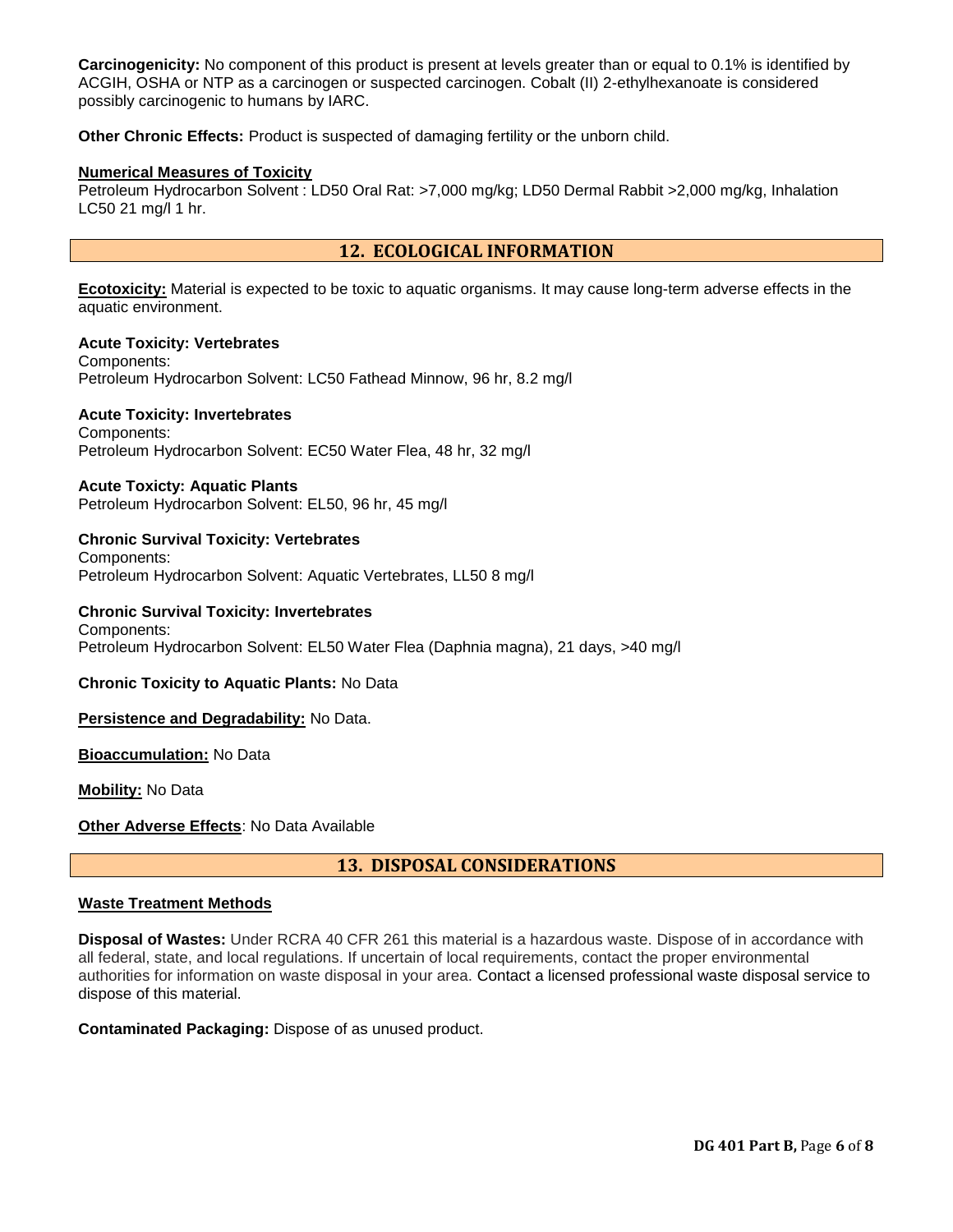**Carcinogenicity:** No component of this product is present at levels greater than or equal to 0.1% is identified by ACGIH, OSHA or NTP as a carcinogen or suspected carcinogen. Cobalt (II) 2-ethylhexanoate is considered possibly carcinogenic to humans by IARC.

**Other Chronic Effects:** Product is suspected of damaging fertility or the unborn child.

**Numerical Measures of Toxicity**

Petroleum Hydrocarbon Solvent : LD50 Oral Rat: >7,000 mg/kg; LD50 Dermal Rabbit >2,000 mg/kg, Inhalation LC50 21 mg/l 1 hr.

## 12. ECOLOGICAL INFORMATION

**Ecotoxicity:** Material is expected to be toxic to aquatic organisms. It may cause long-term adverse effects in the aquatic environment.

**Acute Toxicity: Vertebrates**

Components:
Petroleum Hydrocarbon Solvent: LC50 Fathead Minnow, 96 hr, 8.2 mg/l

**Acute Toxicity: Invertebrates**

Components:
Petroleum Hydrocarbon Solvent: EC50 Water Flea, 48 hr, 32 mg/l

**Acute Toxicty: Aquatic Plants**

Petroleum Hydrocarbon Solvent: EL50, 96 hr, 45 mg/l

**Chronic Survival Toxicity: Vertebrates**

Components:
Petroleum Hydrocarbon Solvent: Aquatic Vertebrates, LL50 8 mg/l

**Chronic Survival Toxicity: Invertebrates**

Components:
Petroleum Hydrocarbon Solvent: EL50 Water Flea (Daphnia magna), 21 days, >40 mg/l

**Chronic Toxicity to Aquatic Plants:** No Data

**Persistence and Degradability:** No Data.

**Bioaccumulation:** No Data

**Mobility:** No Data

**Other Adverse Effects**: No Data Available

## 13. DISPOSAL CONSIDERATIONS

**Waste Treatment Methods**

**Disposal of Wastes:** Under RCRA 40 CFR 261 this material is a hazardous waste. Dispose of in accordance with all federal, state, and local regulations. If uncertain of local requirements, contact the proper environmental authorities for information on waste disposal in your area. Contact a licensed professional waste disposal service to dispose of this material.

**Contaminated Packaging:** Dispose of as unused product.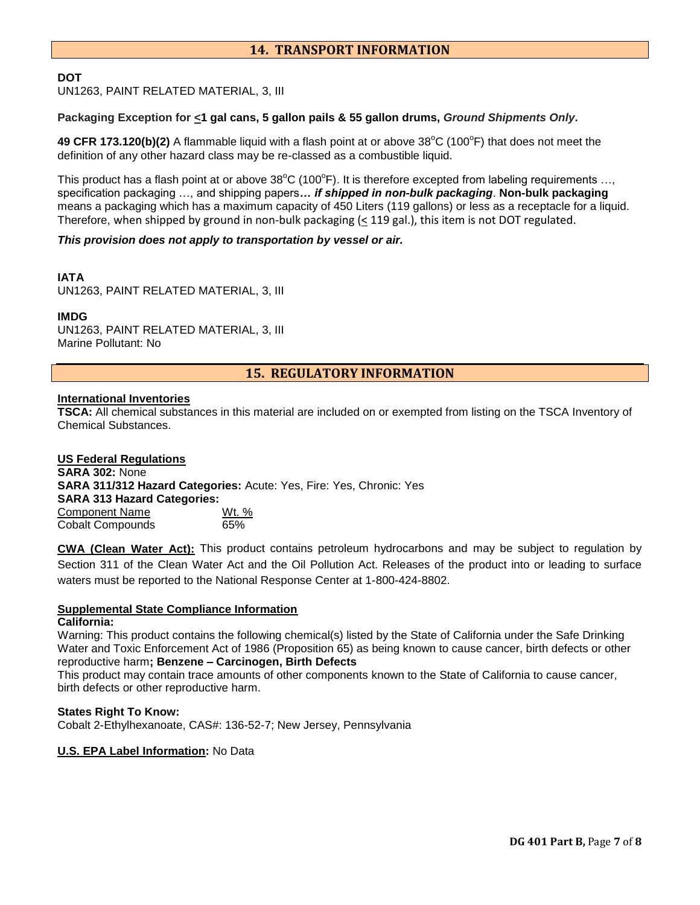## 14. TRANSPORT INFORMATION

**DOT**
UN1263, PAINT RELATED MATERIAL, 3, III

**Packaging Exception for ≤1 gal cans, 5 gallon pails & 55 gallon drums, *Ground Shipments Only*.**

**49 CFR 173.120(b)(2)** A flammable liquid with a flash point at or above 38°C (100°F) that does not meet the definition of any other hazard class may be re-classed as a combustible liquid.

This product has a flash point at or above 38°C (100°F). It is therefore excepted from labeling requirements …, specification packaging …, and shipping papers***… if shipped in non-bulk packaging***. **Non-bulk packaging** means a packaging which has a maximum capacity of 450 Liters (119 gallons) or less as a receptacle for a liquid. Therefore, when shipped by ground in non-bulk packaging (≤ 119 gal.), this item is not DOT regulated.

***This provision does not apply to transportation by vessel or air.***

**IATA**
UN1263, PAINT RELATED MATERIAL, 3, III

**IMDG**
UN1263, PAINT RELATED MATERIAL, 3, III
Marine Pollutant: No

## 15. REGULATORY INFORMATION

**International Inventories**
**TSCA:** All chemical substances in this material are included on or exempted from listing on the TSCA Inventory of Chemical Substances.

**US Federal Regulations**
**SARA 302:** None
**SARA 311/312 Hazard Categories:** Acute: Yes, Fire: Yes, Chronic: Yes
**SARA 313 Hazard Categories:**

| Component Name | Wt. % |
|---|---|
| Cobalt Compounds | 65% |

**CWA (Clean Water Act):** This product contains petroleum hydrocarbons and may be subject to regulation by Section 311 of the Clean Water Act and the Oil Pollution Act. Releases of the product into or leading to surface waters must be reported to the National Response Center at 1-800-424-8802.

**Supplemental State Compliance Information**
**California:**
Warning: This product contains the following chemical(s) listed by the State of California under the Safe Drinking Water and Toxic Enforcement Act of 1986 (Proposition 65) as being known to cause cancer, birth defects or other reproductive harm**; Benzene – Carcinogen, Birth Defects**
This product may contain trace amounts of other components known to the State of California to cause cancer, birth defects or other reproductive harm.

**States Right To Know:**
Cobalt 2-Ethylhexanoate, CAS#: 136-52-7; New Jersey, Pennsylvania

**U.S. EPA Label Information:** No Data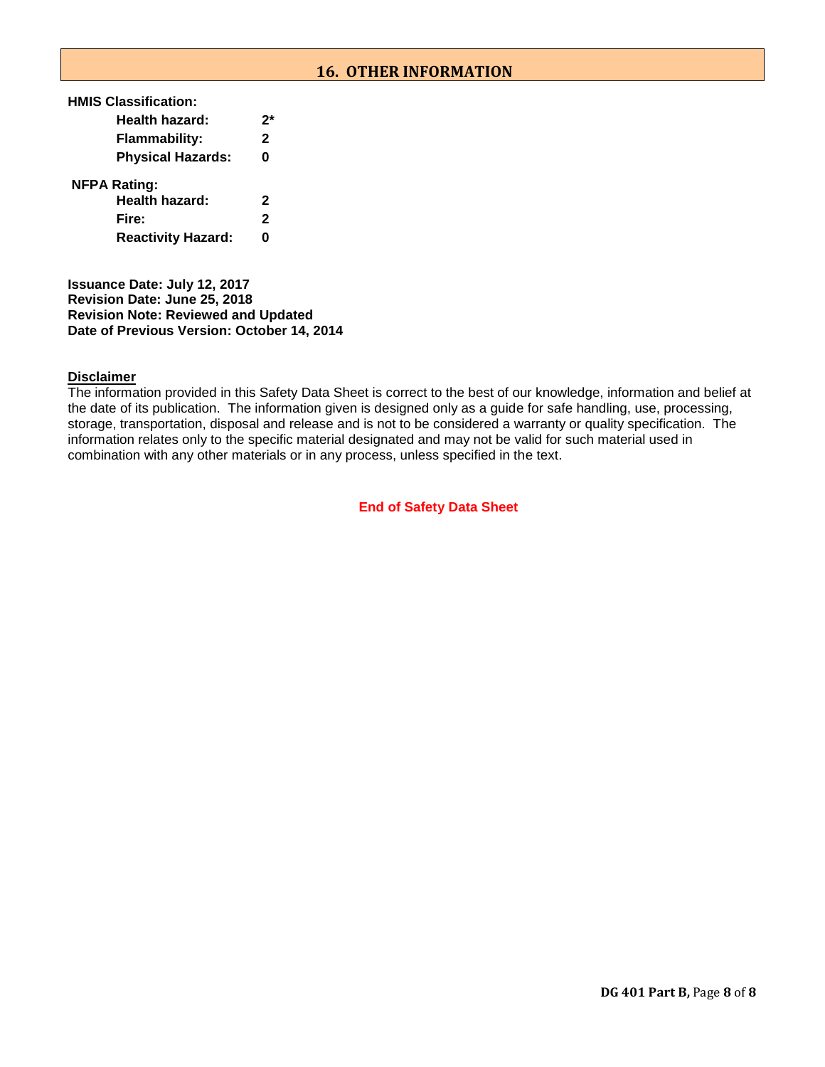## 16. OTHER INFORMATION

**HMIS Classification:**

| | |
|---|---|
| **Health hazard:** | **2*** |
| **Flammability:** | **2** |
| **Physical Hazards:** | **0** |

**NFPA Rating:**

| | |
|---|---|
| **Health hazard:** | **2** |
| **Fire:** | **2** |
| **Reactivity Hazard:** | **0** |

**Issuance Date: July 12, 2017**
**Revision Date: June 25, 2018**
**Revision Note: Reviewed and Updated**
**Date of Previous Version: October 14, 2014**

**Disclaimer**

The information provided in this Safety Data Sheet is correct to the best of our knowledge, information and belief at the date of its publication. The information given is designed only as a guide for safe handling, use, processing, storage, transportation, disposal and release and is not to be considered a warranty or quality specification. The information relates only to the specific material designated and may not be valid for such material used in combination with any other materials or in any process, unless specified in the text.

**End of Safety Data Sheet**